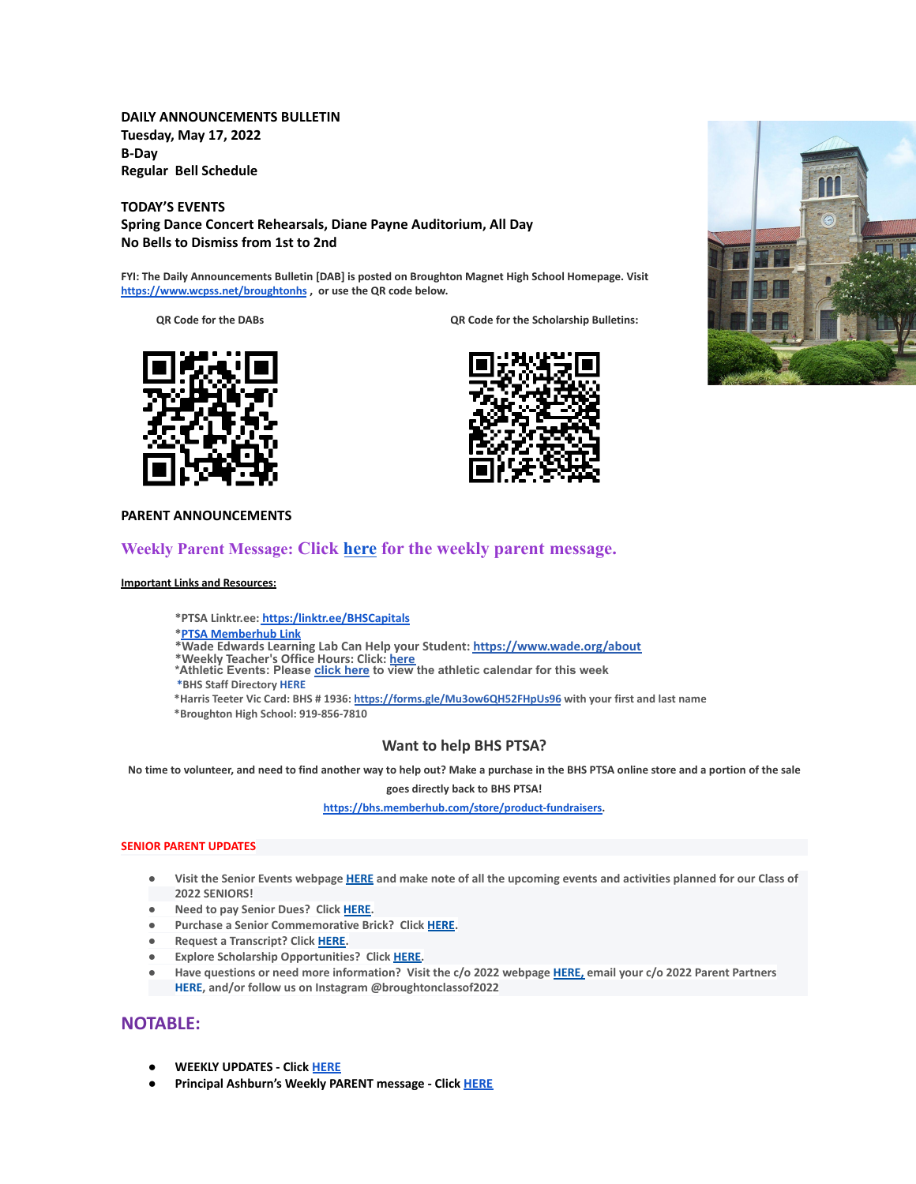**DAILY ANNOUNCEMENTS BULLETIN**
**Tuesday, May 17, 2022**
**B-Day**
**Regular Bell Schedule**

**TODAY'S EVENTS**
**Spring Dance Concert Rehearsals, Diane Payne Auditorium, All Day**
**No Bells to Dismiss from 1st to 2nd**

**FYI: The Daily Announcements Bulletin [DAB] is posted on Broughton Magnet High School Homepage. Visit https://www.wcpss.net/broughtonhs , or use the QR code below.**

**QR Code for the DABs** | **QR Code for the Scholarship Bulletins:**

## PARENT ANNOUNCEMENTS

## Weekly Parent Message: Click here for the weekly parent message.

**Important Links and Resources:**

- *PTSA Linktr.ee: https:/linktr.ee/BHSCapitals
- *PTSA Memberhub Link
- *Wade Edwards Learning Lab Can Help your Student: https://www.wade.org/about
- *Weekly Teacher's Office Hours: Click: here
- *Athletic Events: Please click here to view the athletic calendar for this week
- *BHS Staff Directory HERE
- *Harris Teeter Vic Card: BHS # 1936: https://forms.gle/Mu3ow6QH52FHpUs96 with your first and last name
- *Broughton High School: 919-856-7810

### Want to help BHS PTSA?

**No time to volunteer, and need to find another way to help out? Make a purchase in the BHS PTSA online store and a portion of the sale goes directly back to BHS PTSA!**

https://bhs.memberhub.com/store/product-fundraisers.

**SENIOR PARENT UPDATES**

- Visit the Senior Events webpage HERE and make note of all the upcoming events and activities planned for our Class of 2022 SENIORS!
- Need to pay Senior Dues? Click HERE.
- Purchase a Senior Commemorative Brick? Click HERE.
- Request a Transcript? Click HERE.
- Explore Scholarship Opportunities? Click HERE.
- Have questions or need more information? Visit the c/o 2022 webpage HERE, email your c/o 2022 Parent Partners HERE, and/or follow us on Instagram @broughtonclassof2022

## NOTABLE:

- **WEEKLY UPDATES - Click HERE**
- **Principal Ashburn's Weekly PARENT message - Click HERE**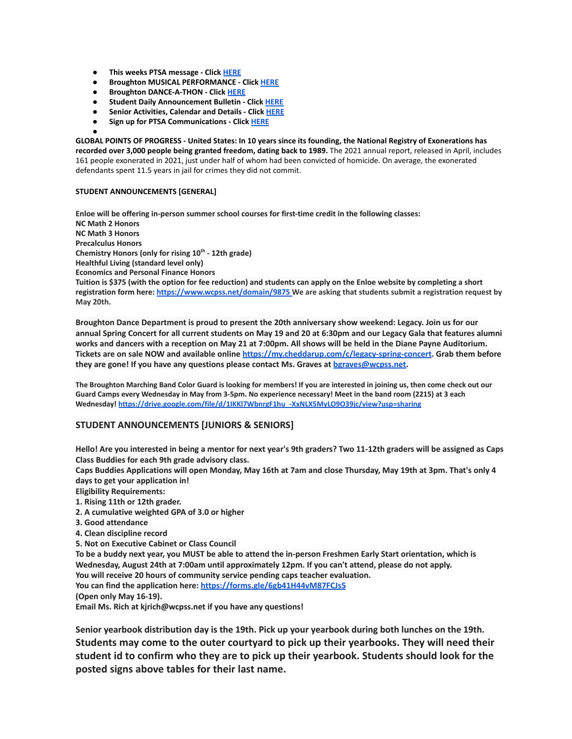- **This weeks PTSA message - Click HERE**
- **Broughton MUSICAL PERFORMANCE - Click HERE**
- **Broughton DANCE-A-THON - Click HERE**
- **Student Daily Announcement Bulletin - Click HERE**
- **Senior Activities, Calendar and Details - Click HERE**
- **Sign up for PTSA Communications - Click HERE**

**GLOBAL POINTS OF PROGRESS - United States: In 10 years since its founding, the National Registry of Exonerations has recorded over 3,000 people being granted freedom, dating back to 1989.** The 2021 annual report, released in April, includes 161 people exonerated in 2021, just under half of whom had been convicted of homicide. On average, the exonerated defendants spent 11.5 years in jail for crimes they did not commit.

**STUDENT ANNOUNCEMENTS [GENERAL]**

**Enloe will be offering in-person summer school courses for first-time credit in the following classes:**
**NC Math 2 Honors**
**NC Math 3 Honors**
**Precalculus Honors**
**Chemistry Honors (only for rising 10th - 12th grade)**
**Healthful Living (standard level only)**
**Economics and Personal Finance Honors**
**Tuition is $375 (with the option for fee reduction) and students can apply on the Enloe website by completing a short registration form here: https://www.wcpss.net/domain/9875 We are asking that students submit a registration request by May 20th.**

**Broughton Dance Department is proud to present the 20th anniversary show weekend: Legacy. Join us for our annual Spring Concert for all current students on May 19 and 20 at 6:30pm and our Legacy Gala that features alumni works and dancers with a reception on May 21 at 7:00pm. All shows will be held in the Diane Payne Auditorium. Tickets are on sale NOW and available online https://my.cheddarup.com/c/legacy-spring-concert. Grab them before they are gone! If you have any questions please contact Ms. Graves at bgraves@wcpss.net.**

**The Broughton Marching Band Color Guard is looking for members! If you are interested in joining us, then come check out our Guard Camps every Wednesday in May from 3-5pm. No experience necessary! Meet in the band room (2215) at 3 each Wednesday! https://drive.google.com/file/d/1IKKl7WbnrgF1hu_-XxNLX5MyLO9O39jc/view?usp=sharing**

## STUDENT ANNOUNCEMENTS [JUNIORS & SENIORS]

**Hello! Are you interested in being a mentor for next year's 9th graders? Two 11-12th graders will be assigned as Caps Class Buddies for each 9th grade advisory class.**
**Caps Buddies Applications will open Monday, May 16th at 7am and close Thursday, May 19th at 3pm. That's only 4 days to get your application in!**
**Eligibility Requirements:**
**1. Rising 11th or 12th grader.**
**2. A cumulative weighted GPA of 3.0 or higher**
**3. Good attendance**
**4. Clean discipline record**
**5. Not on Executive Cabinet or Class Council**
**To be a buddy next year, you MUST be able to attend the in-person Freshmen Early Start orientation, which is Wednesday, August 24th at 7:00am until approximately 12pm. If you can't attend, please do not apply.**
**You will receive 20 hours of community service pending caps teacher evaluation.**
**You can find the application here: https://forms.gle/6gb41H44vM87FCJs5**
**(Open only May 16-19).**
**Email Ms. Rich at kjrich@wcpss.net if you have any questions!**

**Senior yearbook distribution day is the 19th. Pick up your yearbook during both lunches on the 19th. Students may come to the outer courtyard to pick up their yearbooks. They will need their student id to confirm who they are to pick up their yearbook. Students should look for the posted signs above tables for their last name.**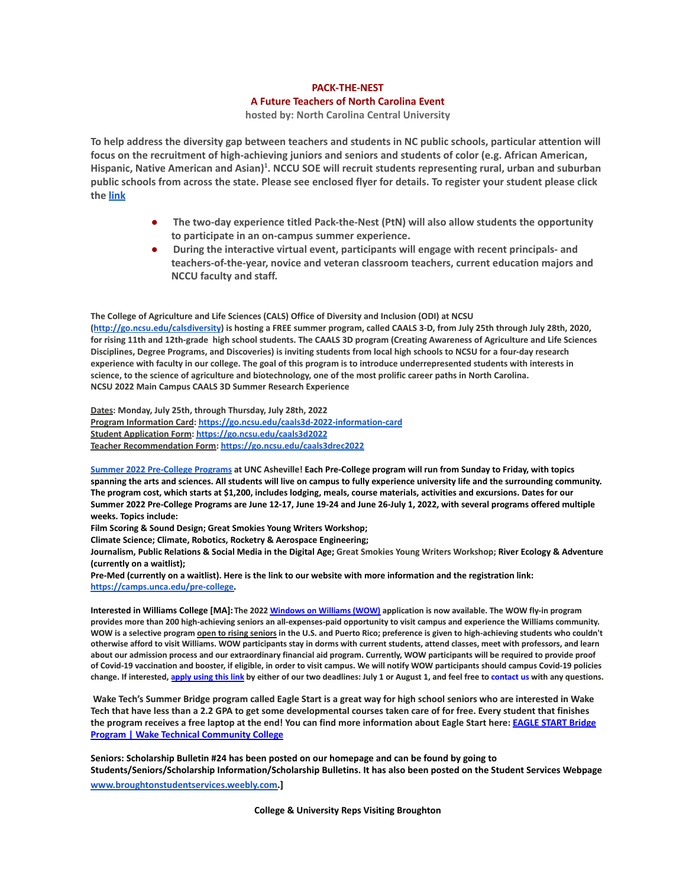**PACK-THE-NEST**

**A Future Teachers of North Carolina Event**

**hosted by: North Carolina Central University**

**To help address the diversity gap between teachers and students in NC public schools, particular attention will focus on the recruitment of high-achieving juniors and seniors and students of color (e.g. African American, Hispanic, Native American and Asian)[1]. NCCU SOE will recruit students representing rural, urban and suburban public schools from across the state. Please see enclosed flyer for details. To register your student please click the link**

- **The two-day experience titled Pack-the-Nest (PtN) will also allow students the opportunity to participate in an on-campus summer experience.**
- **During the interactive virtual event, participants will engage with recent principals- and teachers-of-the-year, novice and veteran classroom teachers, current education majors and NCCU faculty and staff.**

**The College of Agriculture and Life Sciences (CALS) Office of Diversity and Inclusion (ODI) at NCSU (http://go.ncsu.edu/calsdiversity) is hosting a FREE summer program, called CAALS 3-D, from July 25th through July 28th, 2020, for rising 11th and 12th-grade high school students. The CAALS 3D program (Creating Awareness of Agriculture and Life Sciences Disciplines, Degree Programs, and Discoveries) is inviting students from local high schools to NCSU for a four-day research experience with faculty in our college. The goal of this program is to introduce underrepresented students with interests in science, to the science of agriculture and biotechnology, one of the most prolific career paths in North Carolina.**
**NCSU 2022 Main Campus CAALS 3D Summer Research Experience**

**Dates: Monday, July 25th, through Thursday, July 28th, 2022**
**Program Information Card: https://go.ncsu.edu/caals3d-2022-information-card**
**Student Application Form: https://go.ncsu.edu/caals3d2022**
**Teacher Recommendation Form: https://go.ncsu.edu/caals3drec2022**

**Summer 2022 Pre-College Programs at UNC Asheville! Each Pre-College program will run from Sunday to Friday, with topics spanning the arts and sciences. All students will live on campus to fully experience university life and the surrounding community. The program cost, which starts at $1,200, includes lodging, meals, course materials, activities and excursions. Dates for our Summer 2022 Pre-College Programs are June 12-17, June 19-24 and June 26-July 1, 2022, with several programs offered multiple weeks. Topics include:**
**Film Scoring & Sound Design; Great Smokies Young Writers Workshop;**
**Climate Science; Climate, Robotics, Rocketry & Aerospace Engineering;**
**Journalism, Public Relations & Social Media in the Digital Age; Great Smokies Young Writers Workshop; River Ecology & Adventure (currently on a waitlist);**
**Pre-Med (currently on a waitlist). Here is the link to our website with more information and the registration link: https://camps.unca.edu/pre-college.**

**Interested in Williams College [MA]: The 2022 Windows on Williams (WOW) application is now available. The WOW fly-in program provides more than 200 high-achieving seniors an all-expenses-paid opportunity to visit campus and experience the Williams community. WOW is a selective program open to rising seniors in the U.S. and Puerto Rico; preference is given to high-achieving students who couldn't otherwise afford to visit Williams. WOW participants stay in dorms with current students, attend classes, meet with professors, and learn about our admission process and our extraordinary financial aid program. Currently, WOW participants will be required to provide proof of Covid-19 vaccination and booster, if eligible, in order to visit campus. We will notify WOW participants should campus Covid-19 policies change. If interested, apply using this link by either of our two deadlines: July 1 or August 1, and feel free to contact us with any questions.**

**Wake Tech's Summer Bridge program called Eagle Start is a great way for high school seniors who are interested in Wake Tech that have less than a 2.2 GPA to get some developmental courses taken care of for free. Every student that finishes the program receives a free laptop at the end! You can find more information about Eagle Start here: EAGLE START Bridge Program | Wake Technical Community College**

**Seniors: Scholarship Bulletin #24 has been posted on our homepage and can be found by going to Students/Seniors/Scholarship Information/Scholarship Bulletins. It has also been posted on the Student Services Webpage www.broughtonstudentservices.weebly.com.]**

**College & University Reps Visiting Broughton**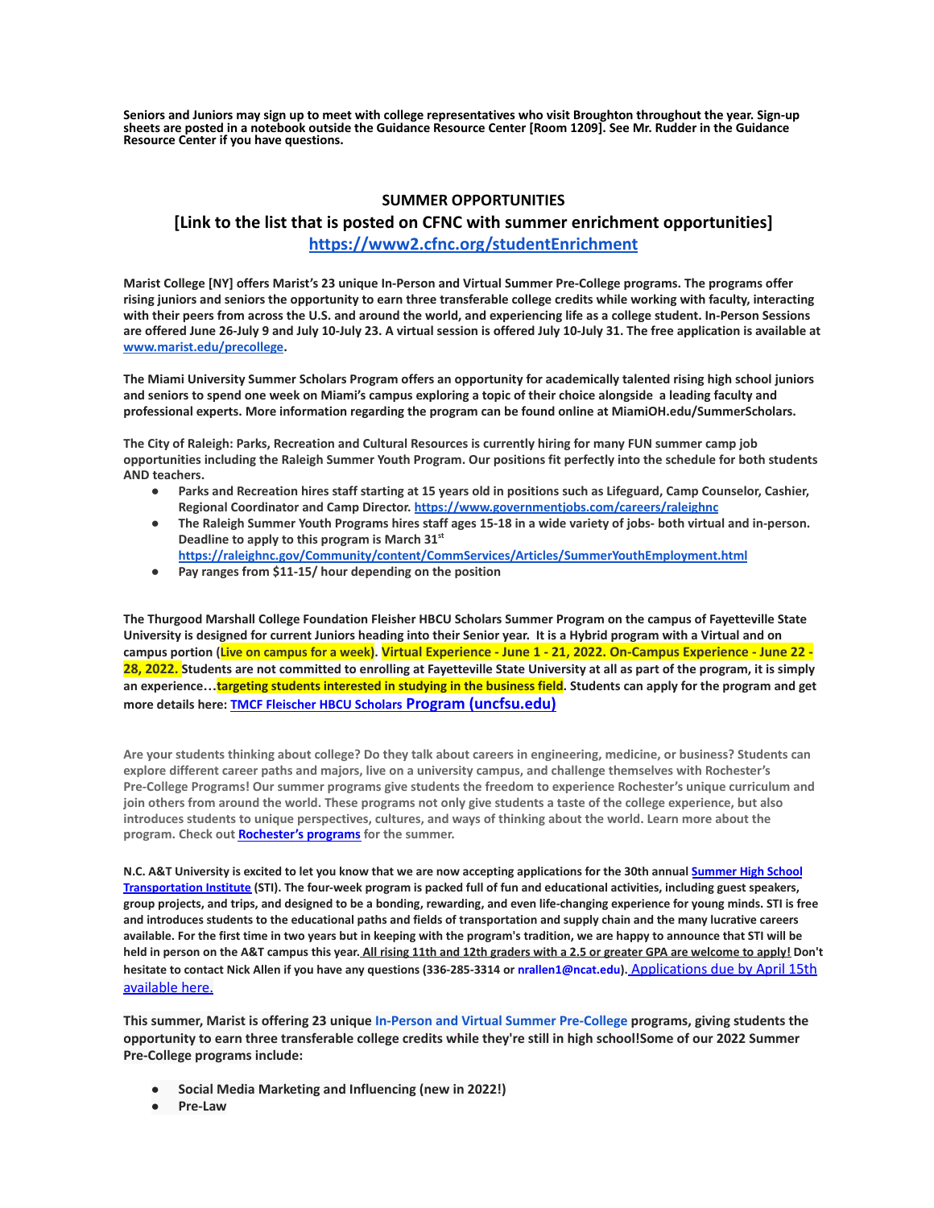**Seniors and Juniors may sign up to meet with college representatives who visit Broughton throughout the year. Sign-up sheets are posted in a notebook outside the Guidance Resource Center [Room 1209]. See Mr. Rudder in the Guidance Resource Center if you have questions.**

## SUMMER OPPORTUNITIES

## [Link to the list that is posted on CFNC with summer enrichment opportunities]

## https://www2.cfnc.org/studentEnrichment

**Marist College [NY] offers Marist's 23 unique In-Person and Virtual Summer Pre-College programs. The programs offer rising juniors and seniors the opportunity to earn three transferable college credits while working with faculty, interacting with their peers from across the U.S. and around the world, and experiencing life as a college student. In-Person Sessions are offered June 26-July 9 and July 10-July 23. A virtual session is offered July 10-July 31. The free application is available at www.marist.edu/precollege.**

**The Miami University Summer Scholars Program offers an opportunity for academically talented rising high school juniors and seniors to spend one week on Miami's campus exploring a topic of their choice alongside a leading faculty and professional experts. More information regarding the program can be found online at MiamiOH.edu/SummerScholars.**

**The City of Raleigh: Parks, Recreation and Cultural Resources is currently hiring for many FUN summer camp job opportunities including the Raleigh Summer Youth Program. Our positions fit perfectly into the schedule for both students AND teachers.**

- **Parks and Recreation hires staff starting at 15 years old in positions such as Lifeguard, Camp Counselor, Cashier, Regional Coordinator and Camp Director. https://www.governmentjobs.com/careers/raleighnc**
- **The Raleigh Summer Youth Programs hires staff ages 15-18 in a wide variety of jobs- both virtual and in-person. Deadline to apply to this program is March 31st https://raleighnc.gov/Community/content/CommServices/Articles/SummerYouthEmployment.html**
- **Pay ranges from $11-15/ hour depending on the position**

**The Thurgood Marshall College Foundation Fleisher HBCU Scholars Summer Program on the campus of Fayetteville State University is designed for current Juniors heading into their Senior year. It is a Hybrid program with a Virtual and on campus portion (Live on campus for a week). Virtual Experience - June 1 - 21, 2022. On-Campus Experience - June 22 - 28, 2022. Students are not committed to enrolling at Fayetteville State University at all as part of the program, it is simply an experience…targeting students interested in studying in the business field. Students can apply for the program and get more details here: TMCF Fleischer HBCU Scholars Program (uncfsu.edu)**

**Are your students thinking about college? Do they talk about careers in engineering, medicine, or business? Students can explore different career paths and majors, live on a university campus, and challenge themselves with Rochester's Pre-College Programs! Our summer programs give students the freedom to experience Rochester's unique curriculum and join others from around the world. These programs not only give students a taste of the college experience, but also introduces students to unique perspectives, cultures, and ways of thinking about the world. Learn more about the program. Check out Rochester's programs for the summer.**

**N.C. A&T University is excited to let you know that we are now accepting applications for the 30th annual Summer High School Transportation Institute (STI). The four-week program is packed full of fun and educational activities, including guest speakers, group projects, and trips, and designed to be a bonding, rewarding, and even life-changing experience for young minds. STI is free and introduces students to the educational paths and fields of transportation and supply chain and the many lucrative careers available. For the first time in two years but in keeping with the program's tradition, we are happy to announce that STI will be held in person on the A&T campus this year. All rising 11th and 12th graders with a 2.5 or greater GPA are welcome to apply! Don't hesitate to contact Nick Allen if you have any questions (336-285-3314 or nrallen1@ncat.edu).** Applications due by April 15th available here.

**This summer, Marist is offering 23 unique In-Person and Virtual Summer Pre-College programs, giving students the opportunity to earn three transferable college credits while they're still in high school!Some of our 2022 Summer Pre-College programs include:**

- **Social Media Marketing and Influencing (new in 2022!)**
- **Pre-Law**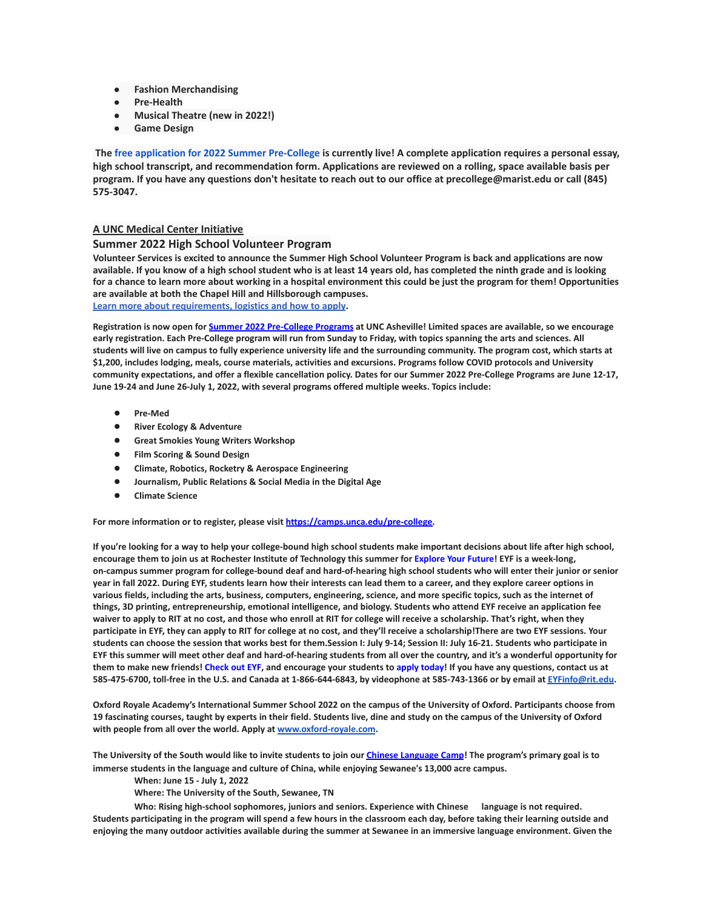- **Fashion Merchandising**
- **Pre-Health**
- **Musical Theatre (new in 2022!)**
- **Game Design**

**The free application for 2022 Summer Pre-College is currently live! A complete application requires a personal essay, high school transcript, and recommendation form. Applications are reviewed on a rolling, space available basis per program. If you have any questions don't hesitate to reach out to our office at precollege@marist.edu or call (845) 575-3047.**

**A UNC Medical Center Initiative**

### Summer 2022 High School Volunteer Program

**Volunteer Services is excited to announce the Summer High School Volunteer Program is back and applications are now available. If you know of a high school student who is at least 14 years old, has completed the ninth grade and is looking for a chance to learn more about working in a hospital environment this could be just the program for them! Opportunities are available at both the Chapel Hill and Hillsborough campuses.**
**Learn more about requirements, logistics and how to apply.**

**Registration is now open for Summer 2022 Pre-College Programs at UNC Asheville! Limited spaces are available, so we encourage early registration. Each Pre-College program will run from Sunday to Friday, with topics spanning the arts and sciences. All students will live on campus to fully experience university life and the surrounding community. The program cost, which starts at $1,200, includes lodging, meals, course materials, activities and excursions. Programs follow COVID protocols and University community expectations, and offer a flexible cancellation policy. Dates for our Summer 2022 Pre-College Programs are June 12-17, June 19-24 and June 26-July 1, 2022, with several programs offered multiple weeks. Topics include:**

- **Pre-Med**
- **River Ecology & Adventure**
- **Great Smokies Young Writers Workshop**
- **Film Scoring & Sound Design**
- **Climate, Robotics, Rocketry & Aerospace Engineering**
- **Journalism, Public Relations & Social Media in the Digital Age**
- **Climate Science**

**For more information or to register, please visit https://camps.unca.edu/pre-college.**

**If you're looking for a way to help your college-bound high school students make important decisions about life after high school, encourage them to join us at Rochester Institute of Technology this summer for Explore Your Future! EYF is a week-long, on-campus summer program for college-bound deaf and hard-of-hearing high school students who will enter their junior or senior year in fall 2022. During EYF, students learn how their interests can lead them to a career, and they explore career options in various fields, including the arts, business, computers, engineering, science, and more specific topics, such as the internet of things, 3D printing, entrepreneurship, emotional intelligence, and biology. Students who attend EYF receive an application fee waiver to apply to RIT at no cost, and those who enroll at RIT for college will receive a scholarship. That's right, when they participate in EYF, they can apply to RIT for college at no cost, and they'll receive a scholarship!There are two EYF sessions. Your students can choose the session that works best for them.Session I: July 9-14; Session II: July 16-21. Students who participate in EYF this summer will meet other deaf and hard-of-hearing students from all over the country, and it's a wonderful opportunity for them to make new friends! Check out EYF, and encourage your students to apply today! If you have any questions, contact us at 585-475-6700, toll-free in the U.S. and Canada at 1-866-644-6843, by videophone at 585-743-1366 or by email at EYFinfo@rit.edu.**

**Oxford Royale Academy's International Summer School 2022 on the campus of the University of Oxford. Participants choose from 19 fascinating courses, taught by experts in their field. Students live, dine and study on the campus of the University of Oxford with people from all over the world. Apply at www.oxford-royale.com.**

**The University of the South would like to invite students to join our Chinese Language Camp! The program's primary goal is to immerse students in the language and culture of China, while enjoying Sewanee's 13,000 acre campus.**

**When: June 15 - July 1, 2022**
**Where: The University of the South, Sewanee, TN**
**Who: Rising high-school sophomores, juniors and seniors. Experience with Chinese language is not required.**

**Students participating in the program will spend a few hours in the classroom each day, before taking their learning outside and enjoying the many outdoor activities available during the summer at Sewanee in an immersive language environment. Given the**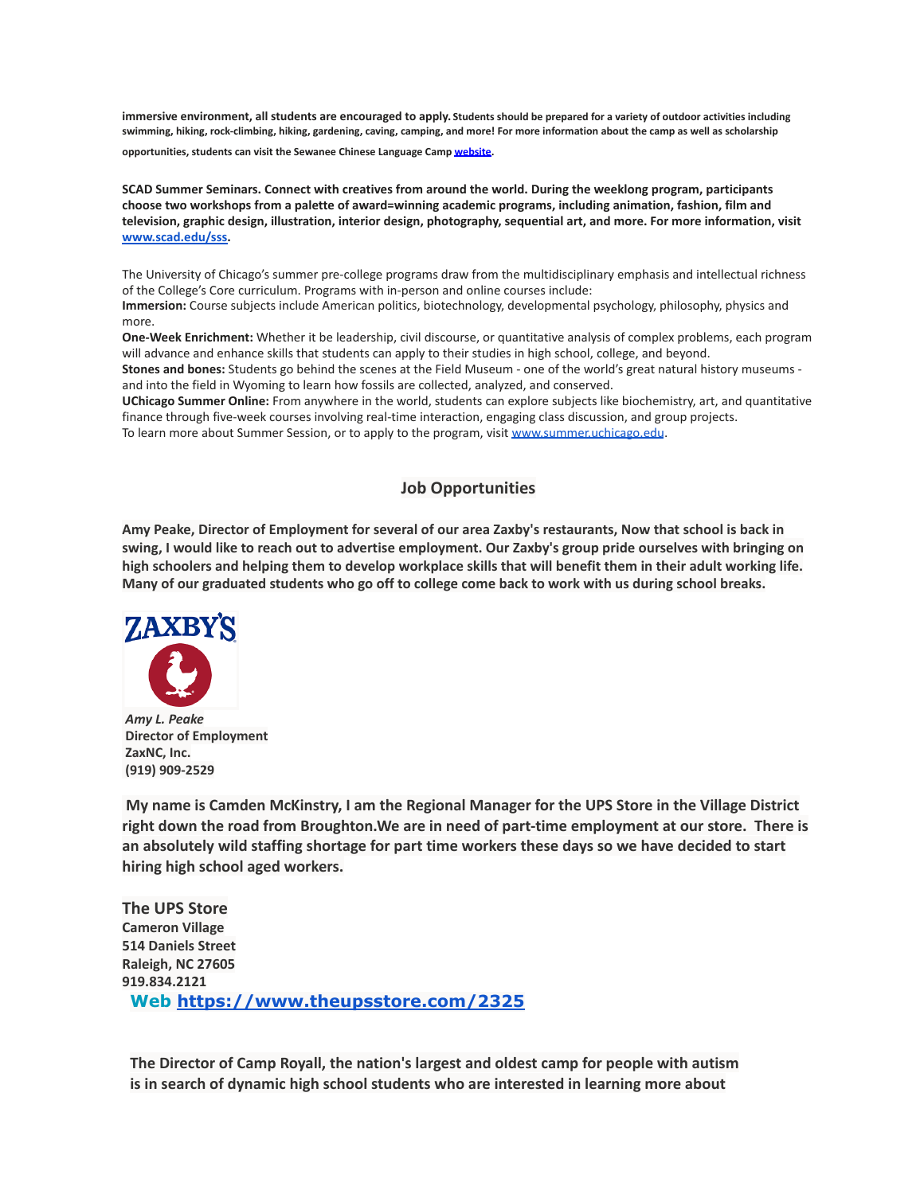**immersive environment, all students are encouraged to apply. Students should be prepared for a variety of outdoor activities including swimming, hiking, rock-climbing, hiking, gardening, caving, camping, and more! For more information about the camp as well as scholarship opportunities, students can visit the Sewanee Chinese Language Camp website.**

**SCAD Summer Seminars. Connect with creatives from around the world. During the weeklong program, participants choose two workshops from a palette of award=winning academic programs, including animation, fashion, film and television, graphic design, illustration, interior design, photography, sequential art, and more. For more information, visit www.scad.edu/sss.**

The University of Chicago's summer pre-college programs draw from the multidisciplinary emphasis and intellectual richness of the College's Core curriculum. Programs with in-person and online courses include:

**Immersion:** Course subjects include American politics, biotechnology, developmental psychology, philosophy, physics and more.

**One-Week Enrichment:** Whether it be leadership, civil discourse, or quantitative analysis of complex problems, each program will advance and enhance skills that students can apply to their studies in high school, college, and beyond.

**Stones and bones:** Students go behind the scenes at the Field Museum - one of the world's great natural history museums - and into the field in Wyoming to learn how fossils are collected, analyzed, and conserved.

**UChicago Summer Online:** From anywhere in the world, students can explore subjects like biochemistry, art, and quantitative finance through five-week courses involving real-time interaction, engaging class discussion, and group projects.

To learn more about Summer Session, or to apply to the program, visit www.summer.uchicago.edu.

## Job Opportunities

**Amy Peake, Director of Employment for several of our area Zaxby's restaurants, Now that school is back in swing, I would like to reach out to advertise employment. Our Zaxby's group pride ourselves with bringing on high schoolers and helping them to develop workplace skills that will benefit them in their adult working life. Many of our graduated students who go off to college come back to work with us during school breaks.**

ZAXBY'S

***Amy L. Peake***
**Director of Employment**
**ZaxNC, Inc.**
**(919) 909-2529**

**My name is Camden McKinstry, I am the Regional Manager for the UPS Store in the Village District right down the road from Broughton.We are in need of part-time employment at our store. There is an absolutely wild staffing shortage for part time workers these days so we have decided to start hiring high school aged workers.**

**The UPS Store**
**Cameron Village**
**514 Daniels Street**
**Raleigh, NC 27605**
**919.834.2121**
**Web https://www.theupsstore.com/2325**

**The Director of Camp Royall, the nation's largest and oldest camp for people with autism is in search of dynamic high school students who are interested in learning more about**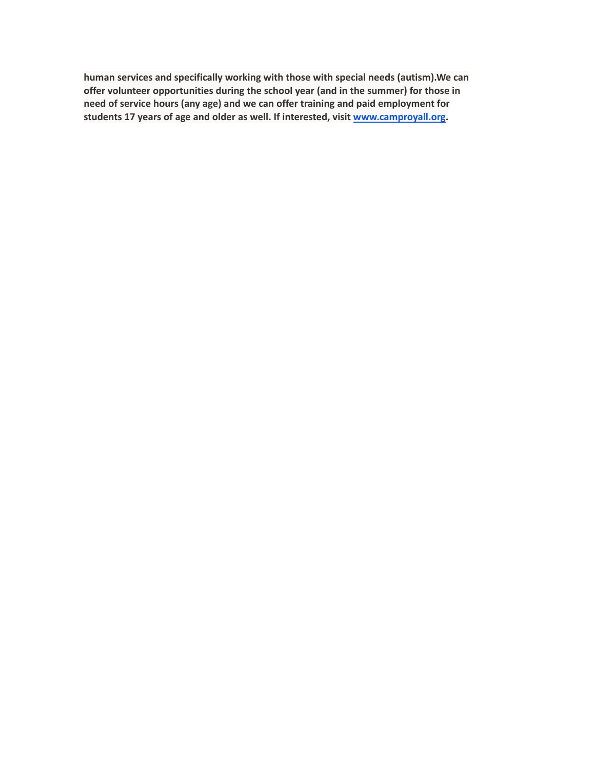**human services and specifically working with those with special needs (autism).We can offer volunteer opportunities during the school year (and in the summer) for those in need of service hours (any age) and we can offer training and paid employment for students 17 years of age and older as well. If interested, visit [www.camproyall.org](http://www.camproyall.org).**